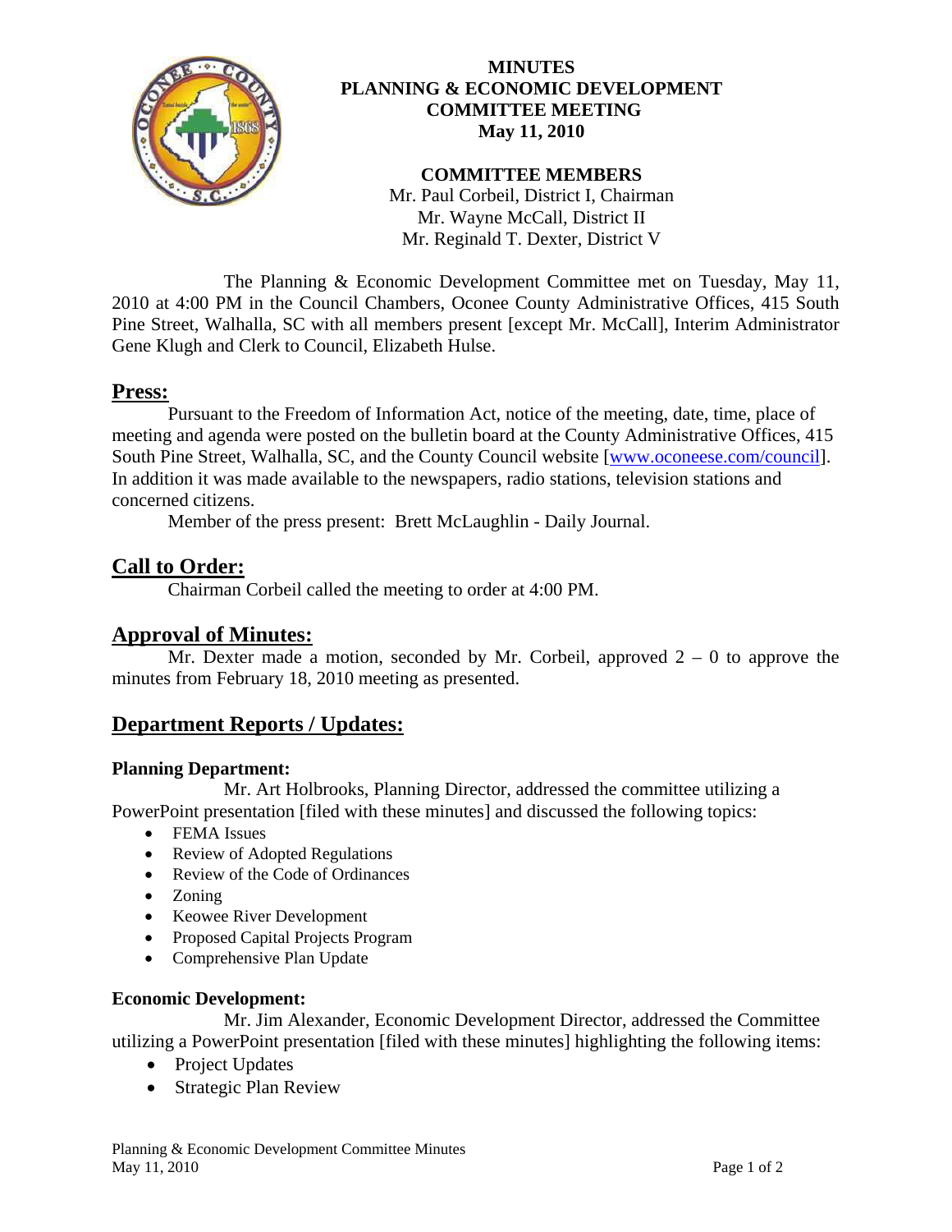# MINUTES
# PLANNING & ECONOMIC DEVELOPMENT COMMITTEE MEETING
# May 11, 2010

**COMMITTEE MEMBERS**

Mr. Paul Corbeil, District I, Chairman
Mr. Wayne McCall, District II
Mr. Reginald T. Dexter, District V

The Planning & Economic Development Committee met on Tuesday, May 11, 2010 at 4:00 PM in the Council Chambers, Oconee County Administrative Offices, 415 South Pine Street, Walhalla, SC with all members present [except Mr. McCall], Interim Administrator Gene Klugh and Clerk to Council, Elizabeth Hulse.

## Press:

Pursuant to the Freedom of Information Act, notice of the meeting, date, time, place of meeting and agenda were posted on the bulletin board at the County Administrative Offices, 415 South Pine Street, Walhalla, SC, and the County Council website [www.oconeese.com/council]. In addition it was made available to the newspapers, radio stations, television stations and concerned citizens.

Member of the press present: Brett McLaughlin - Daily Journal.

## Call to Order:

Chairman Corbeil called the meeting to order at 4:00 PM.

## Approval of Minutes:

Mr. Dexter made a motion, seconded by Mr. Corbeil, approved 2 – 0 to approve the minutes from February 18, 2010 meeting as presented.

## Department Reports / Updates:

### Planning Department:

Mr. Art Holbrooks, Planning Director, addressed the committee utilizing a PowerPoint presentation [filed with these minutes] and discussed the following topics:

- FEMA Issues
- Review of Adopted Regulations
- Review of the Code of Ordinances
- Zoning
- Keowee River Development
- Proposed Capital Projects Program
- Comprehensive Plan Update

### Economic Development:

Mr. Jim Alexander, Economic Development Director, addressed the Committee utilizing a PowerPoint presentation [filed with these minutes] highlighting the following items:

- Project Updates
- Strategic Plan Review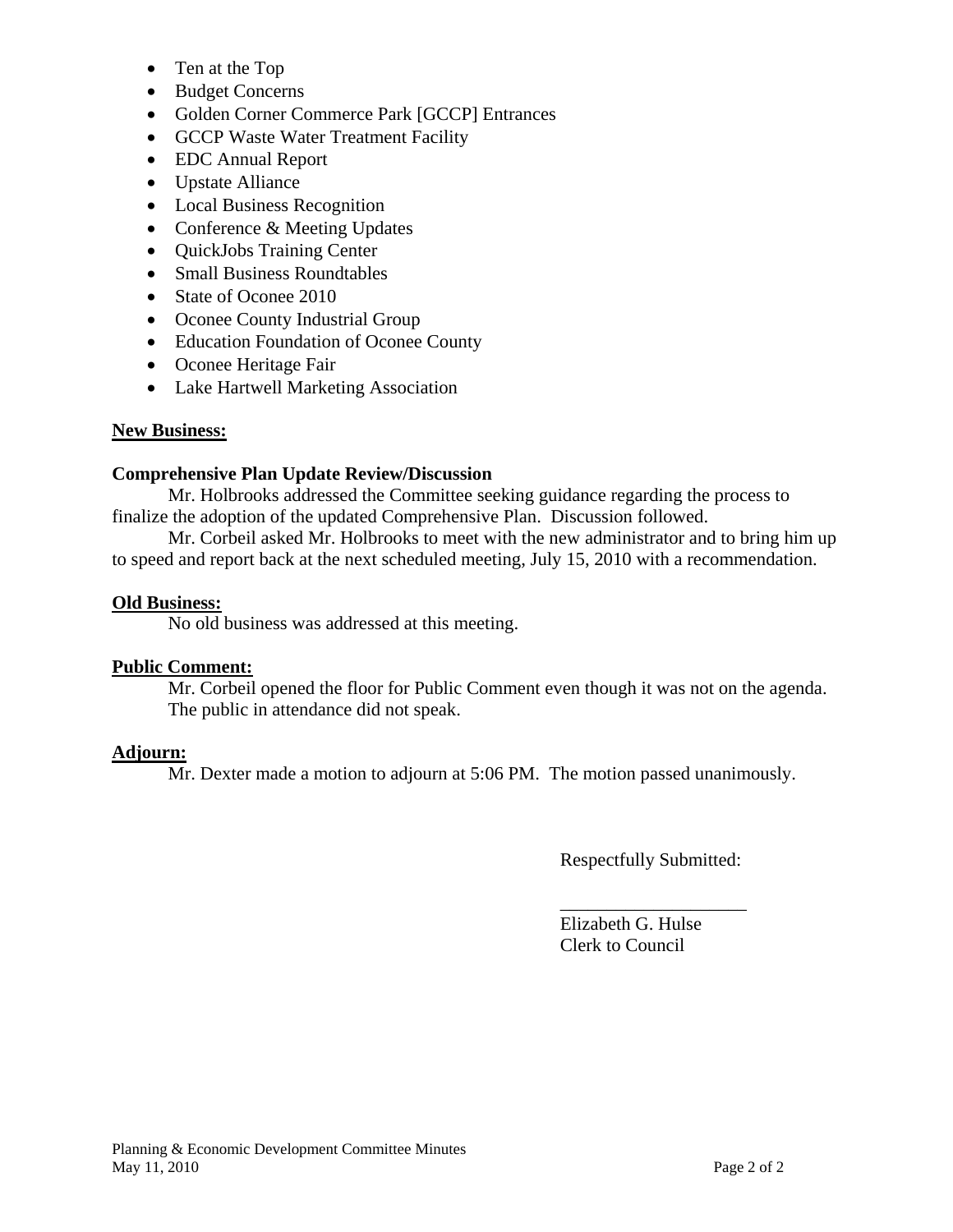- Ten at the Top
- Budget Concerns
- Golden Corner Commerce Park [GCCP] Entrances
- GCCP Waste Water Treatment Facility
- EDC Annual Report
- Upstate Alliance
- Local Business Recognition
- Conference & Meeting Updates
- QuickJobs Training Center
- Small Business Roundtables
- State of Oconee 2010
- Oconee County Industrial Group
- Education Foundation of Oconee County
- Oconee Heritage Fair
- Lake Hartwell Marketing Association

**New Business:**

**Comprehensive Plan Update Review/Discussion**

Mr. Holbrooks addressed the Committee seeking guidance regarding the process to finalize the adoption of the updated Comprehensive Plan. Discussion followed.

Mr. Corbeil asked Mr. Holbrooks to meet with the new administrator and to bring him up to speed and report back at the next scheduled meeting, July 15, 2010 with a recommendation.

**Old Business:**

No old business was addressed at this meeting.

**Public Comment:**

Mr. Corbeil opened the floor for Public Comment even though it was not on the agenda. The public in attendance did not speak.

**Adjourn:**

Mr. Dexter made a motion to adjourn at 5:06 PM. The motion passed unanimously.

Respectfully Submitted:

\_\_\_\_\_\_\_\_\_\_\_\_\_\_\_\_\_\_\_\_

Elizabeth G. Hulse
Clerk to Council